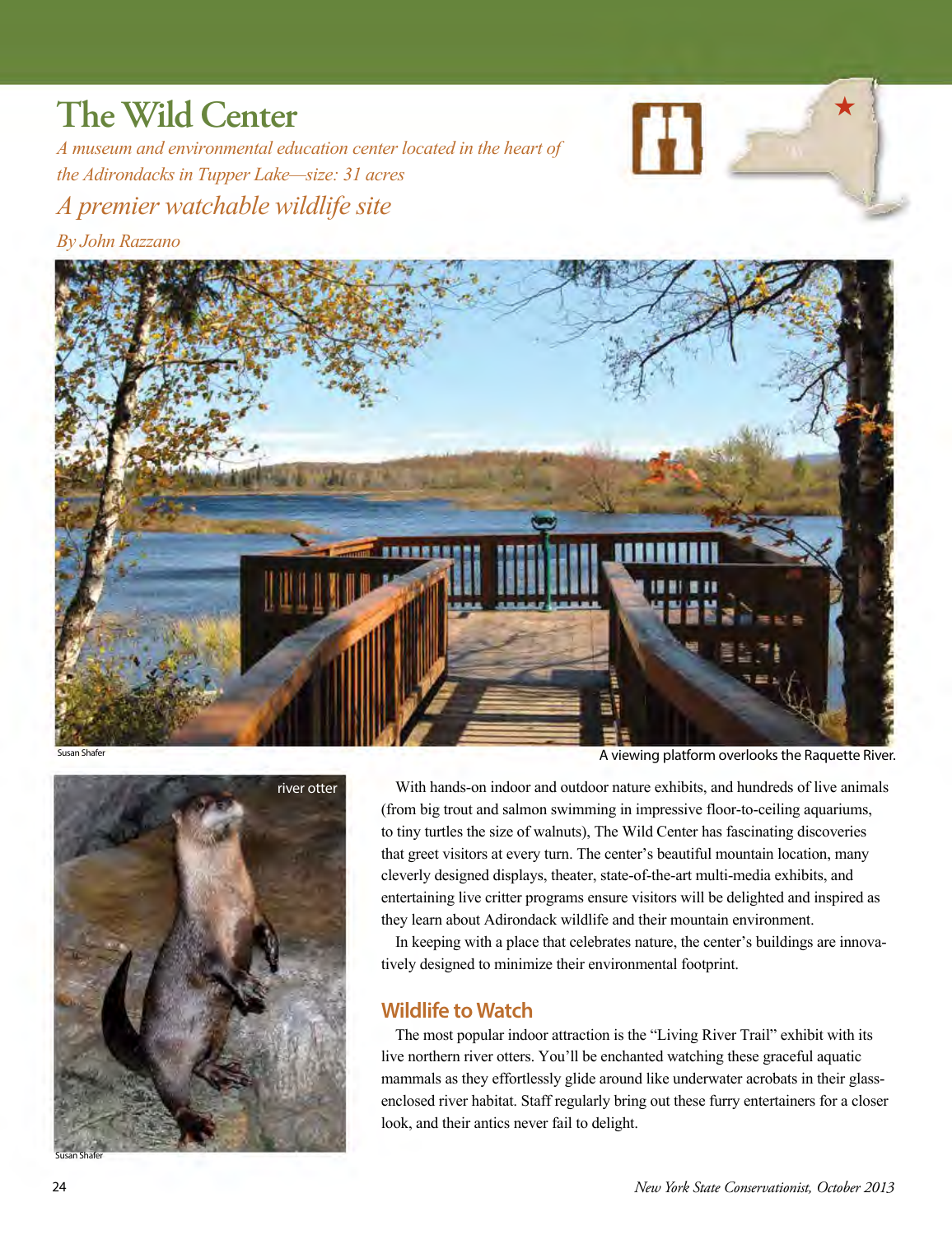# The Wild Center

*A museum and environmental education center located in the heart of the Adirondacks in Tupper Lake—size: 31 acres*

## *A premier watchable wildlife site*

*By John Razzano*

Susan Shafer

A viewing platform overlooks the Raquette River.

river otter

Susan Shafer

With hands-on indoor and outdoor nature exhibits, and hundreds of live animals (from big trout and salmon swimming in impressive floor-to-ceiling aquariums, to tiny turtles the size of walnuts), The Wild Center has fascinating discoveries that greet visitors at every turn. The center's beautiful mountain location, many cleverly designed displays, theater, state-of-the-art multi-media exhibits, and entertaining live critter programs ensure visitors will be delighted and inspired as they learn about Adirondack wildlife and their mountain environment.

In keeping with a place that celebrates nature, the center's buildings are innovatively designed to minimize their environmental footprint.

### Wildlife to Watch

The most popular indoor attraction is the "Living River Trail" exhibit with its live northern river otters. You'll be enchanted watching these graceful aquatic mammals as they effortlessly glide around like underwater acrobats in their glass-enclosed river habitat. Staff regularly bring out these furry entertainers for a closer look, and their antics never fail to delight.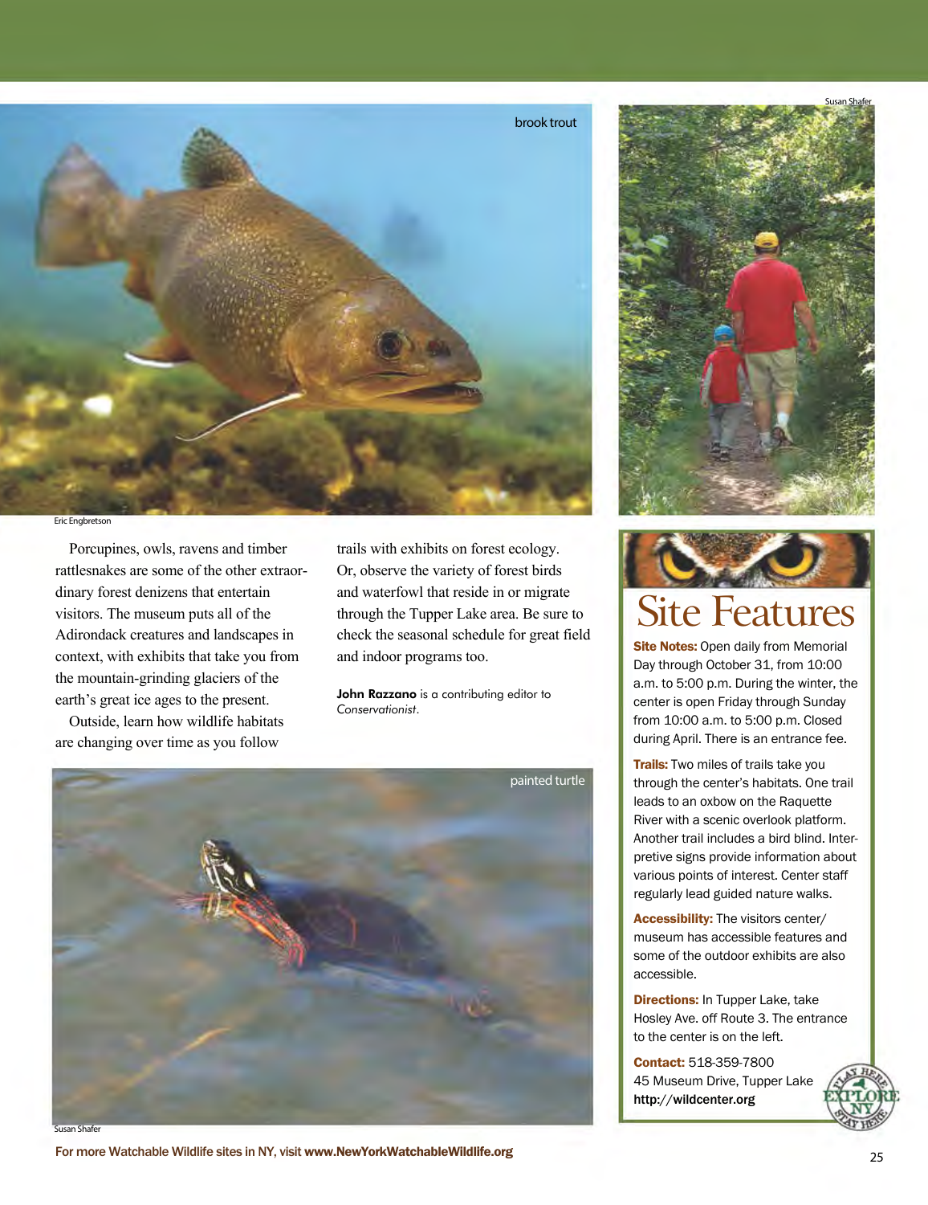brook trout

Eric Engbretson

Porcupines, owls, ravens and timber rattlesnakes are some of the other extraordinary forest denizens that entertain visitors. The museum puts all of the Adirondack creatures and landscapes in context, with exhibits that take you from the mountain-grinding glaciers of the earth's great ice ages to the present.

Outside, learn how wildlife habitats are changing over time as you follow trails with exhibits on forest ecology. Or, observe the variety of forest birds and waterfowl that reside in or migrate through the Tupper Lake area. Be sure to check the seasonal schedule for great field and indoor programs too.

**John Razzano** is a contributing editor to *Conservationist*.

Susan Shafer

painted turtle

Susan Shafer

# Site Features

**Site Notes:** Open daily from Memorial Day through October 31, from 10:00 a.m. to 5:00 p.m. During the winter, the center is open Friday through Sunday from 10:00 a.m. to 5:00 p.m. Closed during April. There is an entrance fee.

**Trails:** Two miles of trails take you through the center's habitats. One trail leads to an oxbow on the Raquette River with a scenic overlook platform. Another trail includes a bird blind. Interpretive signs provide information about various points of interest. Center staff regularly lead guided nature walks.

**Accessibility:** The visitors center/museum has accessible features and some of the outdoor exhibits are also accessible.

**Directions:** In Tupper Lake, take Hosley Ave. off Route 3. The entrance to the center is on the left.

**Contact:** 518-359-7800
45 Museum Drive, Tupper Lake
**http://wildcenter.org**

For more Watchable Wildlife sites in NY, visit **www.NewYorkWatchableWildlife.org**